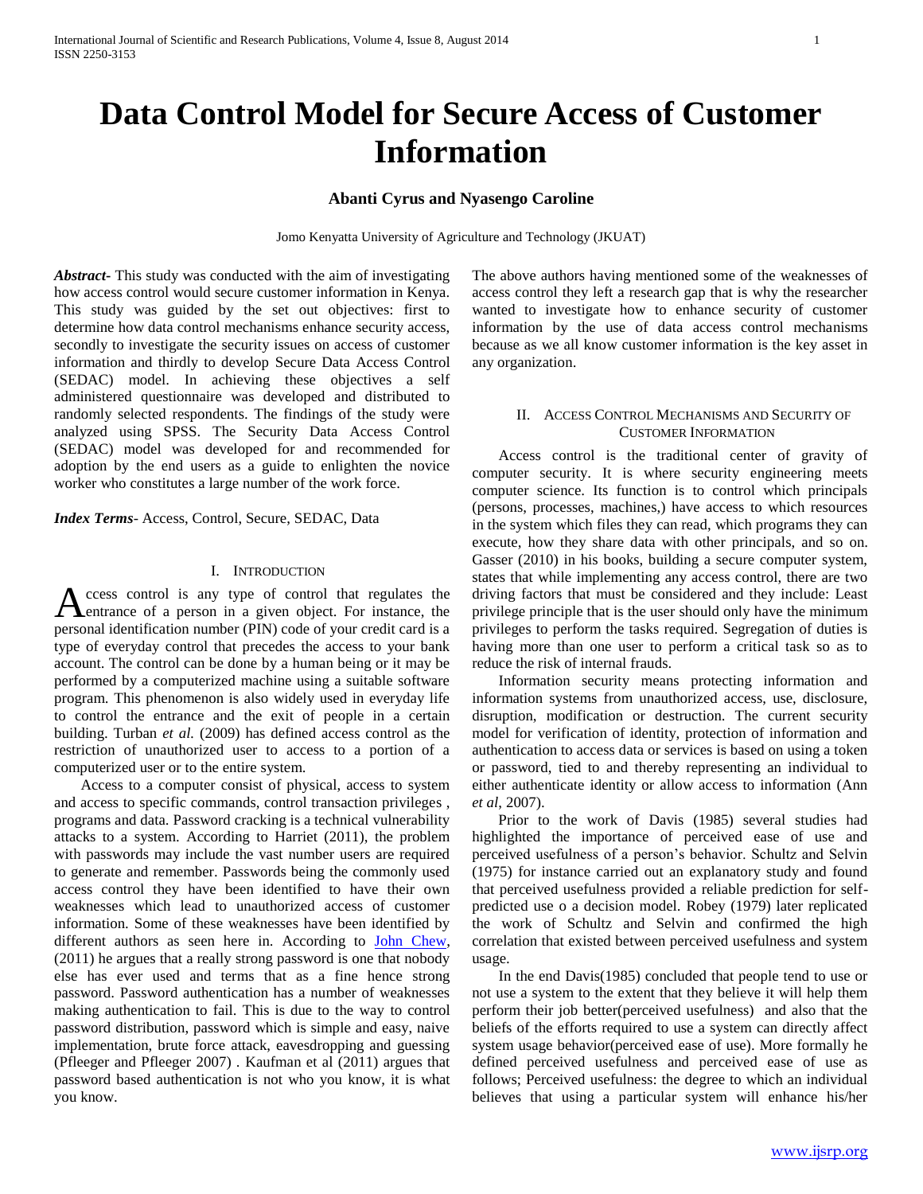# Data Control Model for Secure Access of Customer Information

**Abanti Cyrus and Nyasengo Caroline**

Jomo Kenyatta University of Agriculture and Technology (JKUAT)

***Abstract***- This study was conducted with the aim of investigating how access control would secure customer information in Kenya. This study was guided by the set out objectives: first to determine how data control mechanisms enhance security access, secondly to investigate the security issues on access of customer information and thirdly to develop Secure Data Access Control (SEDAC) model. In achieving these objectives a self administered questionnaire was developed and distributed to randomly selected respondents. The findings of the study were analyzed using SPSS. The Security Data Access Control (SEDAC) model was developed for and recommended for adoption by the end users as a guide to enlighten the novice worker who constitutes a large number of the work force.

***Index Terms***- Access, Control, Secure, SEDAC, Data

## I. Introduction

Access control is any type of control that regulates the entrance of a person in a given object. For instance, the personal identification number (PIN) code of your credit card is a type of everyday control that precedes the access to your bank account. The control can be done by a human being or it may be performed by a computerized machine using a suitable software program. This phenomenon is also widely used in everyday life to control the entrance and the exit of people in a certain building. Turban *et al.* (2009) has defined access control as the restriction of unauthorized user to access to a portion of a computerized user or to the entire system.

Access to a computer consist of physical, access to system and access to specific commands, control transaction privileges , programs and data. Password cracking is a technical vulnerability attacks to a system. According to Harriet (2011), the problem with passwords may include the vast number users are required to generate and remember. Passwords being the commonly used access control they have been identified to have their own weaknesses which lead to unauthorized access of customer information. Some of these weaknesses have been identified by different authors as seen here in. According to John Chew, (2011) he argues that a really strong password is one that nobody else has ever used and terms that as a fine hence strong password. Password authentication has a number of weaknesses making authentication to fail. This is due to the way to control password distribution, password which is simple and easy, naive implementation, brute force attack, eavesdropping and guessing (Pfleeger and Pfleeger 2007) . Kaufman et al (2011) argues that password based authentication is not who you know, it is what you know.

The above authors having mentioned some of the weaknesses of access control they left a research gap that is why the researcher wanted to investigate how to enhance security of customer information by the use of data access control mechanisms because as we all know customer information is the key asset in any organization.

## II. Access Control Mechanisms and Security of Customer Information

Access control is the traditional center of gravity of computer security. It is where security engineering meets computer science. Its function is to control which principals (persons, processes, machines,) have access to which resources in the system which files they can read, which programs they can execute, how they share data with other principals, and so on. Gasser (2010) in his books, building a secure computer system, states that while implementing any access control, there are two driving factors that must be considered and they include: Least privilege principle that is the user should only have the minimum privileges to perform the tasks required. Segregation of duties is having more than one user to perform a critical task so as to reduce the risk of internal frauds.

Information security means protecting information and information systems from unauthorized access, use, disclosure, disruption, modification or destruction. The current security model for verification of identity, protection of information and authentication to access data or services is based on using a token or password, tied to and thereby representing an individual to either authenticate identity or allow access to information (Ann *et al*, 2007).

Prior to the work of Davis (1985) several studies had highlighted the importance of perceived ease of use and perceived usefulness of a person's behavior. Schultz and Selvin (1975) for instance carried out an explanatory study and found that perceived usefulness provided a reliable prediction for self-predicted use o a decision model. Robey (1979) later replicated the work of Schultz and Selvin and confirmed the high correlation that existed between perceived usefulness and system usage.

In the end Davis(1985) concluded that people tend to use or not use a system to the extent that they believe it will help them perform their job better(perceived usefulness) and also that the beliefs of the efforts required to use a system can directly affect system usage behavior(perceived ease of use). More formally he defined perceived usefulness and perceived ease of use as follows; Perceived usefulness: the degree to which an individual believes that using a particular system will enhance his/her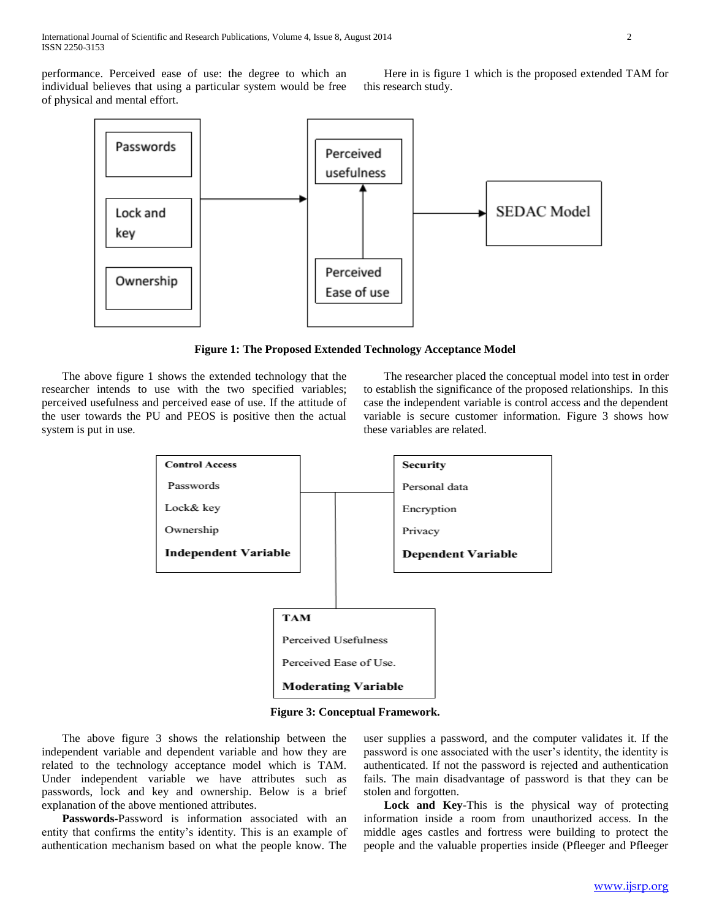performance. Perceived ease of use: the degree to which an individual believes that using a particular system would be free of physical and mental effort.

Here in is figure 1 which is the proposed extended TAM for this research study.

Passwords

Lock and key

Ownership

Perceived usefulness

Perceived Ease of use

SEDAC Model

**Figure 1: The Proposed Extended Technology Acceptance Model**

The above figure 1 shows the extended technology that the researcher intends to use with the two specified variables; perceived usefulness and perceived ease of use. If the attitude of the user towards the PU and PEOS is positive then the actual system is put in use.

The researcher placed the conceptual model into test in order to establish the significance of the proposed relationships. In this case the independent variable is control access and the dependent variable is secure customer information. Figure 3 shows how these variables are related.

**Control Access**
Passwords
Lock& key
Ownership
**Independent Variable**

**Security**
Personal data
Encryption
Privacy
**Dependent Variable**

**TAM**
Perceived Usefulness
Perceived Ease of Use.
**Moderating Variable**

**Figure 3: Conceptual Framework.**

The above figure 3 shows the relationship between the independent variable and dependent variable and how they are related to the technology acceptance model which is TAM. Under independent variable we have attributes such as passwords, lock and key and ownership. Below is a brief explanation of the above mentioned attributes.

**Passwords-**Password is information associated with an entity that confirms the entity's identity. This is an example of authentication mechanism based on what the people know. The user supplies a password, and the computer validates it. If the password is one associated with the user's identity, the identity is authenticated. If not the password is rejected and authentication fails. The main disadvantage of password is that they can be stolen and forgotten.

**Lock and Key-**This is the physical way of protecting information inside a room from unauthorized access. In the middle ages castles and fortress were building to protect the people and the valuable properties inside (Pfleeger and Pfleeger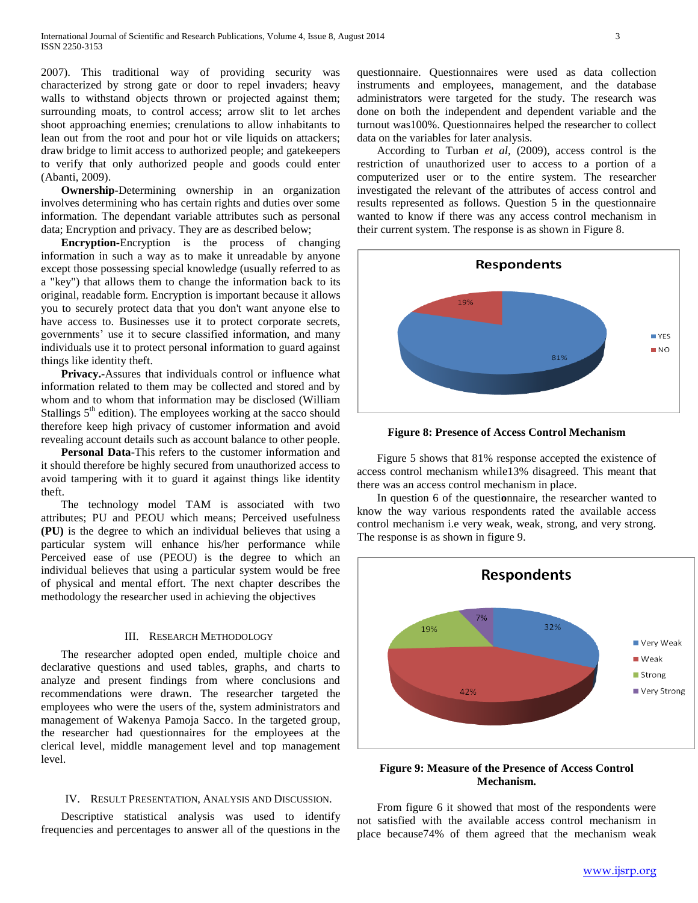2007). This traditional way of providing security was characterized by strong gate or door to repel invaders; heavy walls to withstand objects thrown or projected against them; surrounding moats, to control access; arrow slit to let arches shoot approaching enemies; crenulations to allow inhabitants to lean out from the root and pour hot or vile liquids on attackers; draw bridge to limit access to authorized people; and gatekeepers to verify that only authorized people and goods could enter (Abanti, 2009).

**Ownership**-Determining ownership in an organization involves determining who has certain rights and duties over some information. The dependant variable attributes such as personal data; Encryption and privacy. They are as described below;

**Encryption**-Encryption is the process of changing information in such a way as to make it unreadable by anyone except those possessing special knowledge (usually referred to as a "key") that allows them to change the information back to its original, readable form. Encryption is important because it allows you to securely protect data that you don't want anyone else to have access to. Businesses use it to protect corporate secrets, governments' use it to secure classified information, and many individuals use it to protect personal information to guard against things like identity theft.

**Privacy.**-Assures that individuals control or influence what information related to them may be collected and stored and by whom and to whom that information may be disclosed (William Stallings 5th edition). The employees working at the sacco should therefore keep high privacy of customer information and avoid revealing account details such as account balance to other people.

**Personal Data**-This refers to the customer information and it should therefore be highly secured from unauthorized access to avoid tampering with it to guard it against things like identity theft.

The technology model TAM is associated with two attributes; PU and PEOU which means; Perceived usefulness **(PU)** is the degree to which an individual believes that using a particular system will enhance his/her performance while Perceived ease of use (PEOU) is the degree to which an individual believes that using a particular system would be free of physical and mental effort. The next chapter describes the methodology the researcher used in achieving the objectives

## III. Research Methodology

The researcher adopted open ended, multiple choice and declarative questions and used tables, graphs, and charts to analyze and present findings from where conclusions and recommendations were drawn. The researcher targeted the employees who were the users of, the system administrators and management of Wakenya Pamoja Sacco. In the targeted group, the researcher had questionnaires for the employees at the clerical level, middle management level and top management level.

## IV. Result Presentation, Analysis and Discussion.

Descriptive statistical analysis was used to identify frequencies and percentages to answer all of the questions in the questionnaire. Questionnaires were used as data collection instruments and employees, management, and the database administrators were targeted for the study. The research was done on both the independent and dependent variable and the turnout was100%. Questionnaires helped the researcher to collect data on the variables for later analysis.

According to Turban *et al,* (2009), access control is the restriction of unauthorized user to access to a portion of a computerized user or to the entire system. The researcher investigated the relevant of the attributes of access control and results represented as follows. Question 5 in the questionnaire wanted to know if there was any access control mechanism in their current system. The response is as shown in Figure 8.

**Figure 8: Presence of Access Control Mechanism**

Figure 5 shows that 81% response accepted the existence of access control mechanism while13% disagreed. This meant that there was an access control mechanism in place.

In question 6 of the questionnaire, the researcher wanted to know the way various respondents rated the available access control mechanism i.e very weak, weak, strong, and very strong. The response is as shown in figure 9.

**Figure 9: Measure of the Presence of Access Control Mechanism.**

From figure 6 it showed that most of the respondents were not satisfied with the available access control mechanism in place because74% of them agreed that the mechanism weak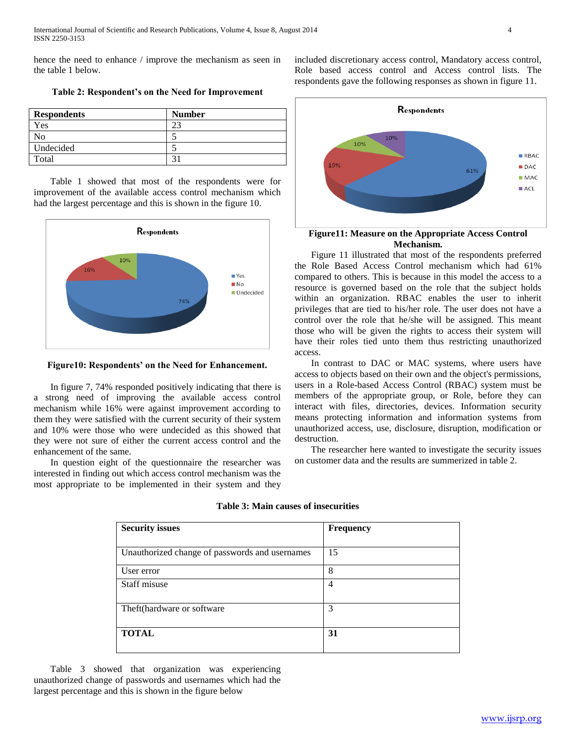hence the need to enhance / improve the mechanism as seen in the table 1 below.

**Table 2: Respondent's on the Need for Improvement**

| Respondents | Number |
|---|---|
| Yes | 23 |
| No | 5 |
| Undecided | 5 |
| Total | 31 |

Table 1 showed that most of the respondents were for improvement of the available access control mechanism which had the largest percentage and this is shown in the figure 10.

**Figure10: Respondents' on the Need for Enhancement.**

In figure 7, 74% responded positively indicating that there is a strong need of improving the available access control mechanism while 16% were against improvement according to them they were satisfied with the current security of their system and 10% were those who were undecided as this showed that they were not sure of either the current access control and the enhancement of the same.

In question eight of the questionnaire the researcher was interested in finding out which access control mechanism was the most appropriate to be implemented in their system and they included discretionary access control, Mandatory access control, Role based access control and Access control lists. The respondents gave the following responses as shown in figure 11.

**Figure11: Measure on the Appropriate Access Control Mechanism.**

Figure 11 illustrated that most of the respondents preferred the Role Based Access Control mechanism which had 61% compared to others. This is because in this model the access to a resource is governed based on the role that the subject holds within an organization. RBAC enables the user to inherit privileges that are tied to his/her role. The user does not have a control over the role that he/she will be assigned. This meant those who will be given the rights to access their system will have their roles tied unto them thus restricting unauthorized access.

In contrast to DAC or MAC systems, where users have access to objects based on their own and the object's permissions, users in a Role-based Access Control (RBAC) system must be members of the appropriate group, or Role, before they can interact with files, directories, devices. Information security means protecting information and information systems from unauthorized access, use, disclosure, disruption, modification or destruction.

The researcher here wanted to investigate the security issues on customer data and the results are summerized in table 2.

**Table 3: Main causes of insecurities**

| Security issues | Frequency |
|---|---|
| Unauthorized change of passwords and usernames | 15 |
| User error | 8 |
| Staff misuse | 4 |
| Theft(hardware or software | 3 |
| **TOTAL** | **31** |

Table 3 showed that organization was experiencing unauthorized change of passwords and usernames which had the largest percentage and this is shown in the figure below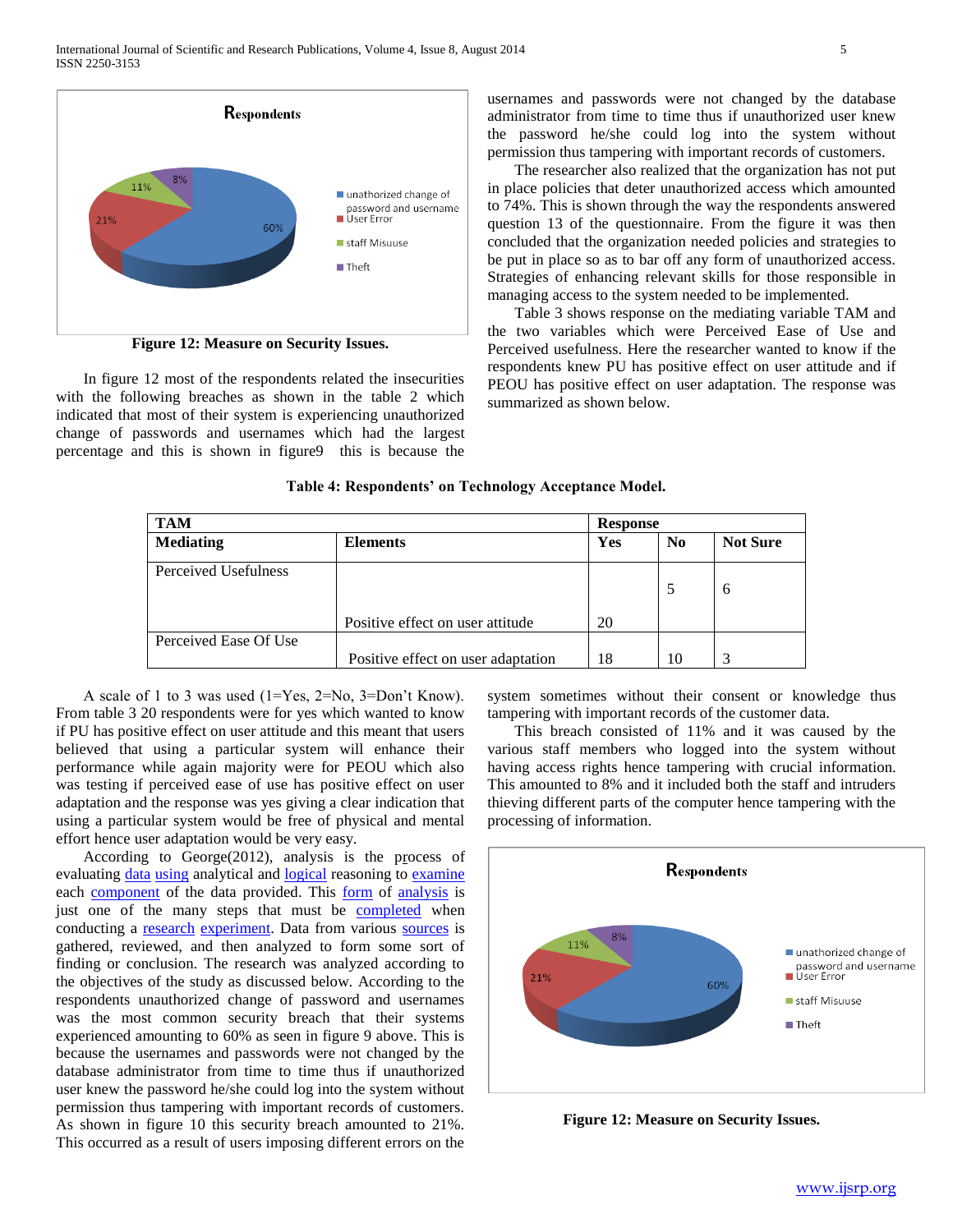Figure 12: Measure on Security Issues.

In figure 12 most of the respondents related the insecurities with the following breaches as shown in the table 2 which indicated that most of their system is experiencing unauthorized change of passwords and usernames which had the largest percentage and this is shown in figure9 this is because the usernames and passwords were not changed by the database administrator from time to time thus if unauthorized user knew the password he/she could log into the system without permission thus tampering with important records of customers.

The researcher also realized that the organization has not put in place policies that deter unauthorized access which amounted to 74%. This is shown through the way the respondents answered question 13 of the questionnaire. From the figure it was then concluded that the organization needed policies and strategies to be put in place so as to bar off any form of unauthorized access. Strategies of enhancing relevant skills for those responsible in managing access to the system needed to be implemented.

Table 3 shows response on the mediating variable TAM and the two variables which were Perceived Ease of Use and Perceived usefulness. Here the researcher wanted to know if the respondents knew PU has positive effect on user attitude and if PEOU has positive effect on user adaptation. The response was summarized as shown below.

**Table 4: Respondents' on Technology Acceptance Model.**

| **TAM** | | **Response** | | |
|---|---|---|---|---|
| **Mediating** | **Elements** | **Yes** | **No** | **Not Sure** |
| Perceived Usefulness | Positive effect on user attitude | 20 | 5 | 6 |
| Perceived Ease Of Use | Positive effect on user adaptation | 18 | 10 | 3 |

A scale of 1 to 3 was used (1=Yes, 2=No, 3=Don't Know). From table 3 20 respondents were for yes which wanted to know if PU has positive effect on user attitude and this meant that users believed that using a particular system will enhance their performance while again majority were for PEOU which also was testing if perceived ease of use has positive effect on user adaptation and the response was yes giving a clear indication that using a particular system would be free of physical and mental effort hence user adaptation would be very easy.

According to George(2012), analysis is the process of evaluating data using analytical and logical reasoning to examine each component of the data provided. This form of analysis is just one of the many steps that must be completed when conducting a research experiment. Data from various sources is gathered, reviewed, and then analyzed to form some sort of finding or conclusion. The research was analyzed according to the objectives of the study as discussed below. According to the respondents unauthorized change of password and usernames was the most common security breach that their systems experienced amounting to 60% as seen in figure 9 above. This is because the usernames and passwords were not changed by the database administrator from time to time thus if unauthorized user knew the password he/she could log into the system without permission thus tampering with important records of customers. As shown in figure 10 this security breach amounted to 21%. This occurred as a result of users imposing different errors on the system sometimes without their consent or knowledge thus tampering with important records of the customer data.

This breach consisted of 11% and it was caused by the various staff members who logged into the system without having access rights hence tampering with crucial information. This amounted to 8% and it included both the staff and intruders thieving different parts of the computer hence tampering with the processing of information.

Figure 12: Measure on Security Issues.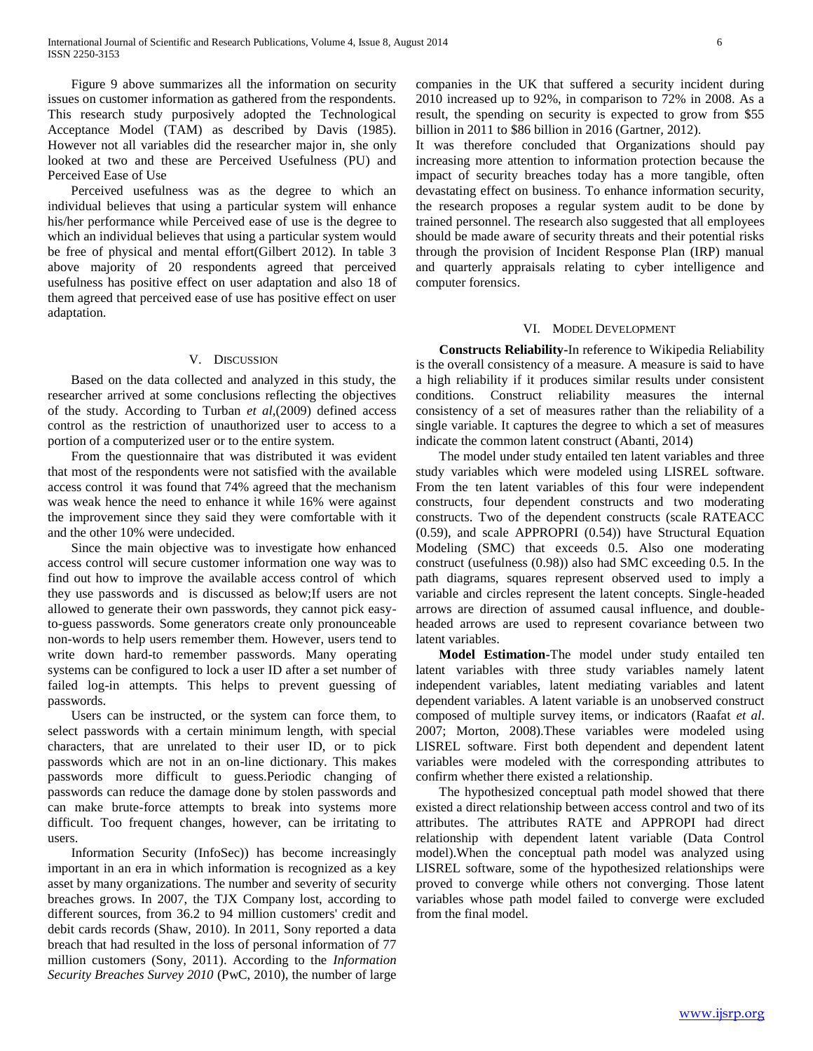Figure 9 above summarizes all the information on security issues on customer information as gathered from the respondents. This research study purposively adopted the Technological Acceptance Model (TAM) as described by Davis (1985). However not all variables did the researcher major in, she only looked at two and these are Perceived Usefulness (PU) and Perceived Ease of Use

Perceived usefulness was as the degree to which an individual believes that using a particular system will enhance his/her performance while Perceived ease of use is the degree to which an individual believes that using a particular system would be free of physical and mental effort(Gilbert 2012). In table 3 above majority of 20 respondents agreed that perceived usefulness has positive effect on user adaptation and also 18 of them agreed that perceived ease of use has positive effect on user adaptation.

## V. Discussion

Based on the data collected and analyzed in this study, the researcher arrived at some conclusions reflecting the objectives of the study. According to Turban *et al*,(2009) defined access control as the restriction of unauthorized user to access to a portion of a computerized user or to the entire system.

From the questionnaire that was distributed it was evident that most of the respondents were not satisfied with the available access control it was found that 74% agreed that the mechanism was weak hence the need to enhance it while 16% were against the improvement since they said they were comfortable with it and the other 10% were undecided.

Since the main objective was to investigate how enhanced access control will secure customer information one way was to find out how to improve the available access control of which they use passwords and is discussed as below;If users are not allowed to generate their own passwords, they cannot pick easy-to-guess passwords. Some generators create only pronounceable non-words to help users remember them. However, users tend to write down hard-to remember passwords. Many operating systems can be configured to lock a user ID after a set number of failed log-in attempts. This helps to prevent guessing of passwords.

Users can be instructed, or the system can force them, to select passwords with a certain minimum length, with special characters, that are unrelated to their user ID, or to pick passwords which are not in an on-line dictionary. This makes passwords more difficult to guess.Periodic changing of passwords can reduce the damage done by stolen passwords and can make brute-force attempts to break into systems more difficult. Too frequent changes, however, can be irritating to users.

Information Security (InfoSec)) has become increasingly important in an era in which information is recognized as a key asset by many organizations. The number and severity of security breaches grows. In 2007, the TJX Company lost, according to different sources, from 36.2 to 94 million customers' credit and debit cards records (Shaw, 2010). In 2011, Sony reported a data breach that had resulted in the loss of personal information of 77 million customers (Sony, 2011). According to the *Information Security Breaches Survey 2010* (PwC, 2010), the number of large companies in the UK that suffered a security incident during 2010 increased up to 92%, in comparison to 72% in 2008. As a result, the spending on security is expected to grow from \$55 billion in 2011 to \$86 billion in 2016 (Gartner, 2012).

It was therefore concluded that Organizations should pay increasing more attention to information protection because the impact of security breaches today has a more tangible, often devastating effect on business. To enhance information security, the research proposes a regular system audit to be done by trained personnel. The research also suggested that all employees should be made aware of security threats and their potential risks through the provision of Incident Response Plan (IRP) manual and quarterly appraisals relating to cyber intelligence and computer forensics.

## VI. Model Development

**Constructs Reliability**-In reference to Wikipedia Reliability is the overall consistency of a measure. A measure is said to have a high reliability if it produces similar results under consistent conditions. Construct reliability measures the internal consistency of a set of measures rather than the reliability of a single variable. It captures the degree to which a set of measures indicate the common latent construct (Abanti, 2014)

The model under study entailed ten latent variables and three study variables which were modeled using LISREL software. From the ten latent variables of this four were independent constructs, four dependent constructs and two moderating constructs. Two of the dependent constructs (scale RATEACC (0.59), and scale APPROPRI (0.54)) have Structural Equation Modeling (SMC) that exceeds 0.5. Also one moderating construct (usefulness (0.98)) also had SMC exceeding 0.5. In the path diagrams, squares represent observed used to imply a variable and circles represent the latent concepts. Single-headed arrows are direction of assumed causal influence, and double-headed arrows are used to represent covariance between two latent variables.

**Model Estimation**-The model under study entailed ten latent variables with three study variables namely latent independent variables, latent mediating variables and latent dependent variables. A latent variable is an unobserved construct composed of multiple survey items, or indicators (Raafat *et al*. 2007; Morton, 2008).These variables were modeled using LISREL software. First both dependent and dependent latent variables were modeled with the corresponding attributes to confirm whether there existed a relationship.

The hypothesized conceptual path model showed that there existed a direct relationship between access control and two of its attributes. The attributes RATE and APPROPI had direct relationship with dependent latent variable (Data Control model).When the conceptual path model was analyzed using LISREL software, some of the hypothesized relationships were proved to converge while others not converging. Those latent variables whose path model failed to converge were excluded from the final model.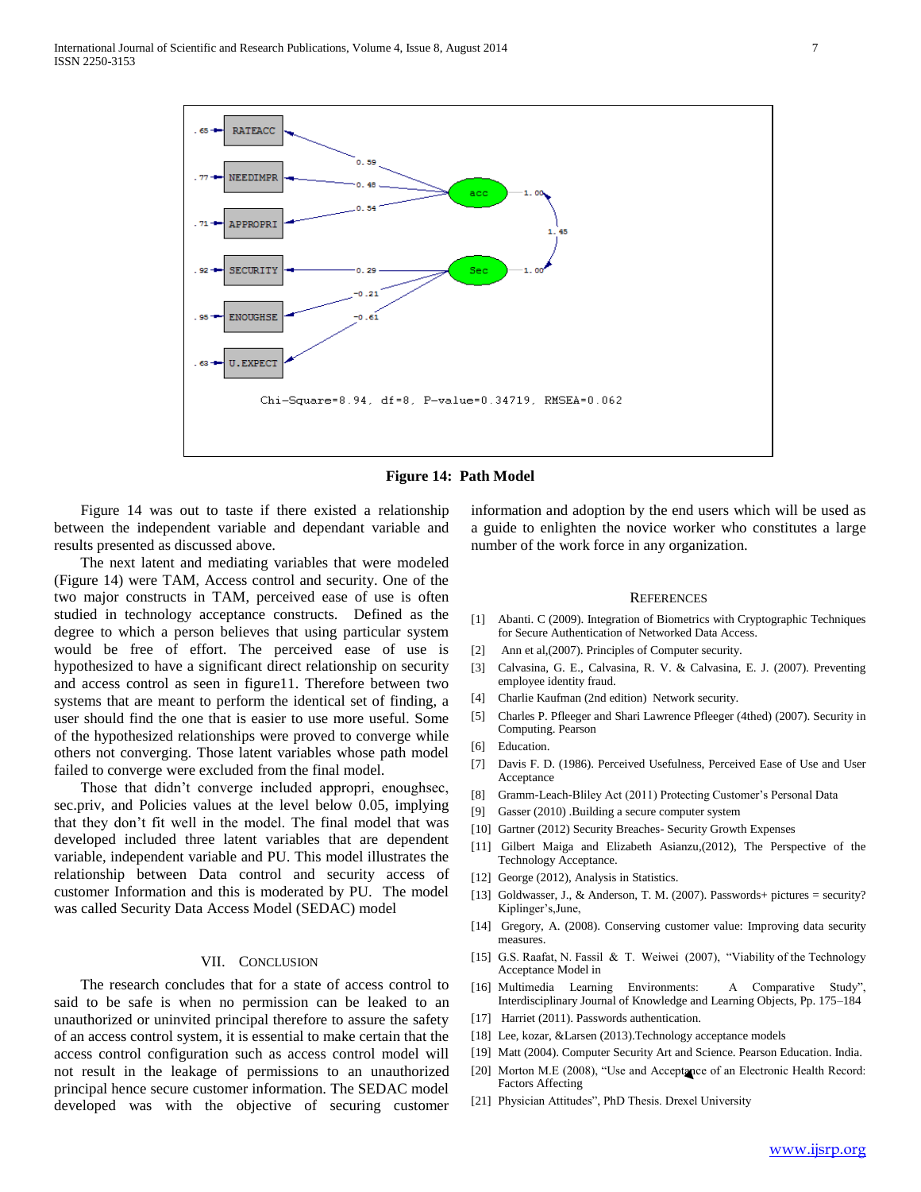Chi-Square=8.94, df=8, P-value=0.34719, RMSEA=0.062

**Figure 14: Path Model**

Figure 14 was out to taste if there existed a relationship between the independent variable and dependant variable and results presented as discussed above.

The next latent and mediating variables that were modeled (Figure 14) were TAM, Access control and security. One of the two major constructs in TAM, perceived ease of use is often studied in technology acceptance constructs. Defined as the degree to which a person believes that using particular system would be free of effort. The perceived ease of use is hypothesized to have a significant direct relationship on security and access control as seen in figure11. Therefore between two systems that are meant to perform the identical set of finding, a user should find the one that is easier to use more useful. Some of the hypothesized relationships were proved to converge while others not converging. Those latent variables whose path model failed to converge were excluded from the final model.

Those that didn't converge included appropri, enoughsec, sec.priv, and Policies values at the level below 0.05, implying that they don't fit well in the model. The final model that was developed included three latent variables that are dependent variable, independent variable and PU. This model illustrates the relationship between Data control and security access of customer Information and this is moderated by PU. The model was called Security Data Access Model (SEDAC) model

## VII. Conclusion

The research concludes that for a state of access control to said to be safe is when no permission can be leaked to an unauthorized or uninvited principal therefore to assure the safety of an access control system, it is essential to make certain that the access control configuration such as access control model will not result in the leakage of permissions to an unauthorized principal hence secure customer information. The SEDAC model developed was with the objective of securing customer information and adoption by the end users which will be used as a guide to enlighten the novice worker who constitutes a large number of the work force in any organization.

## References

[1] Abanti. C (2009). Integration of Biometrics with Cryptographic Techniques for Secure Authentication of Networked Data Access.

[2] Ann et al,(2007). Principles of Computer security.

[3] Calvasina, G. E., Calvasina, R. V. & Calvasina, E. J. (2007). Preventing employee identity fraud.

[4] Charlie Kaufman (2nd edition) Network security.

[5] Charles P. Pfleeger and Shari Lawrence Pfleeger (4thed) (2007). Security in Computing. Pearson

[6] Education.

[7] Davis F. D. (1986). Perceived Usefulness, Perceived Ease of Use and User Acceptance

[8] Gramm-Leach-Bliley Act (2011) Protecting Customer's Personal Data

[9] Gasser (2010) .Building a secure computer system

[10] Gartner (2012) Security Breaches- Security Growth Expenses

[11] Gilbert Maiga and Elizabeth Asianzu,(2012), The Perspective of the Technology Acceptance.

[12] George (2012), Analysis in Statistics.

[13] Goldwasser, J., & Anderson, T. M. (2007). Passwords+ pictures = security? Kiplinger's,June,

[14] Gregory, A. (2008). Conserving customer value: Improving data security measures.

[15] G.S. Raafat, N. Fassil & T. Weiwei (2007), "Viability of the Technology Acceptance Model in

[16] Multimedia Learning Environments: A Comparative Study", Interdisciplinary Journal of Knowledge and Learning Objects, Pp. 175–184

[17] Harriet (2011). Passwords authentication.

[18] Lee, kozar, &Larsen (2013).Technology acceptance models

[19] Matt (2004). Computer Security Art and Science. Pearson Education. India.

[20] Morton M.E (2008), "Use and Acceptance of an Electronic Health Record: Factors Affecting

[21] Physician Attitudes", PhD Thesis. Drexel University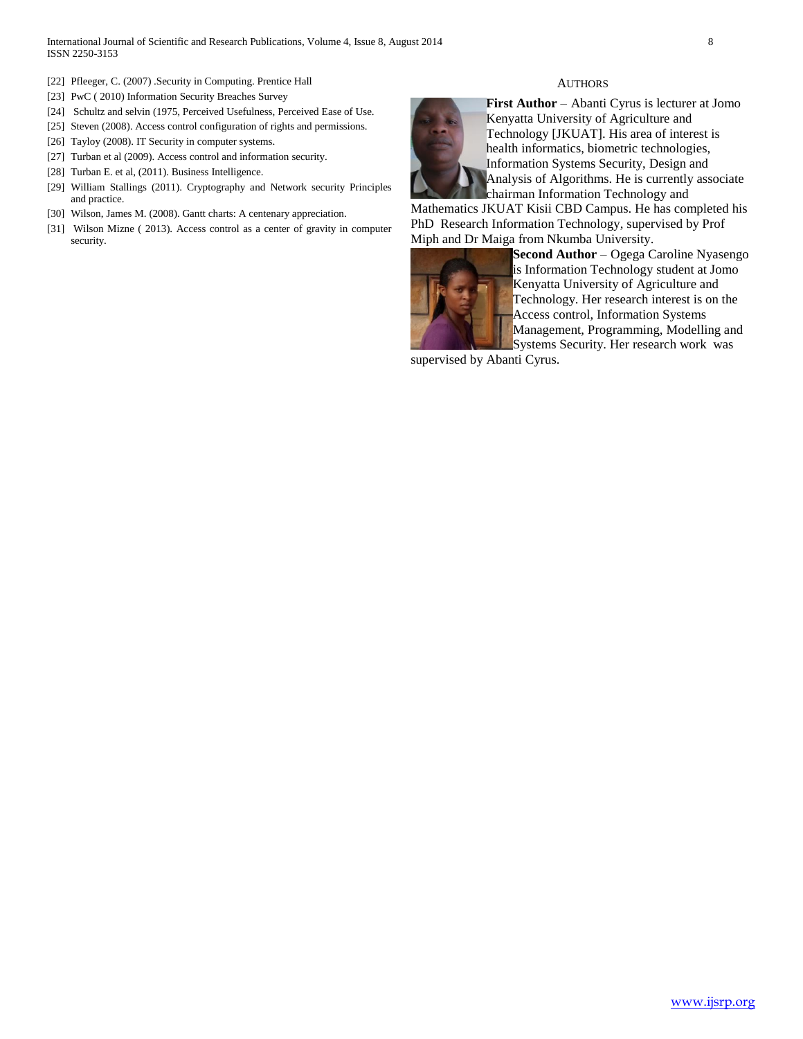[22] Pfleeger, C. (2007) .Security in Computing. Prentice Hall

[23] PwC ( 2010) Information Security Breaches Survey

[24] Schultz and selvin (1975, Perceived Usefulness, Perceived Ease of Use.

[25] Steven (2008). Access control configuration of rights and permissions.

[26] Tayloy (2008). IT Security in computer systems.

[27] Turban et al (2009). Access control and information security.

[28] Turban E. et al, (2011). Business Intelligence.

[29] William Stallings (2011). Cryptography and Network security Principles and practice.

[30] Wilson, James M. (2008). Gantt charts: A centenary appreciation.

[31] Wilson Mizne ( 2013). Access control as a center of gravity in computer security.

## AUTHORS

**First Author** – Abanti Cyrus is lecturer at Jomo Kenyatta University of Agriculture and Technology [JKUAT]. His area of interest is health informatics, biometric technologies, Information Systems Security, Design and Analysis of Algorithms. He is currently associate chairman Information Technology and Mathematics JKUAT Kisii CBD Campus. He has completed his PhD Research Information Technology, supervised by Prof Miph and Dr Maiga from Nkumba University.

**Second Author** – Ogega Caroline Nyasengo is Information Technology student at Jomo Kenyatta University of Agriculture and Technology. Her research interest is on the Access control, Information Systems Management, Programming, Modelling and Systems Security. Her research work was supervised by Abanti Cyrus.